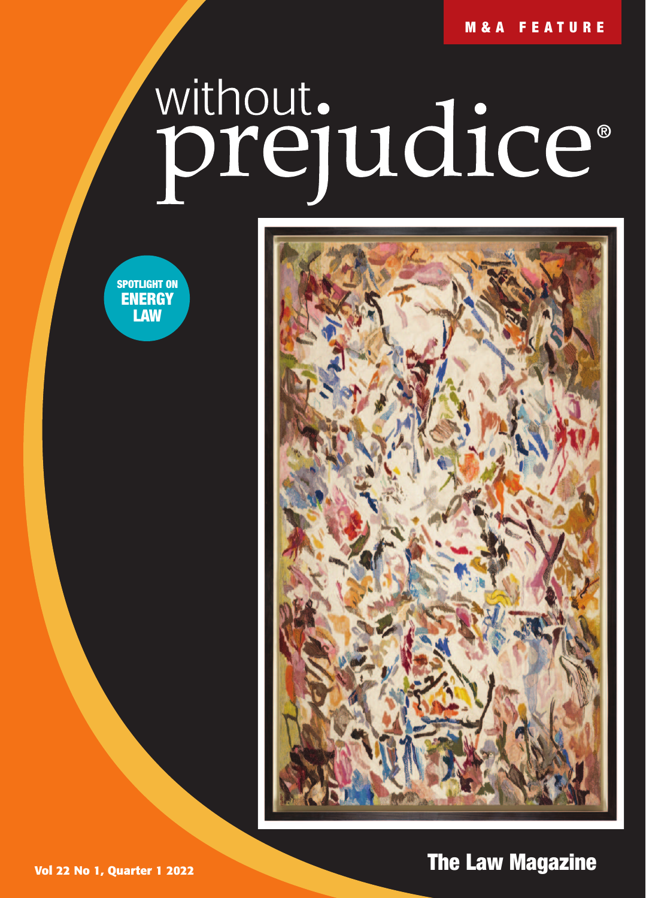M & A FEATURE

# without prejudice®

SPOTLIGHT ON ENERGY LAW

Vol 22 No 1, Quarter 1 2022

**The Law Magazine**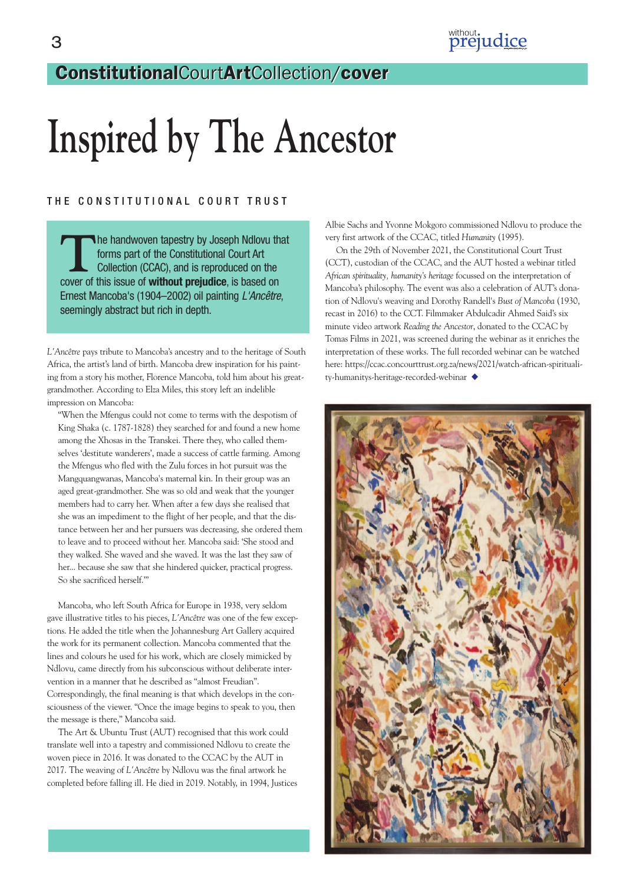**ConstitutionalCourtArtCollection/cover**

# Inspired by The Ancestor

THE CONSTITUTIONAL COURT TRUST

The handwoven tapestry by Joseph Ndlovu that forms part of the Constitutional Court Art Collection (CCAC), and is reproduced on the cover of this issue of **without prejudice**, is based on Ernest Mancoba's (1904–2002) oil painting *L'Ancêtre*, seemingly abstract but rich in depth.

*L'Ancêtre* pays tribute to Mancoba's ancestry and to the heritage of South Africa, the artist's land of birth. Mancoba drew inspiration for his painting from a story his mother, Florence Mancoba, told him about his great-grandmother. According to Elza Miles, this story left an indelible impression on Mancoba:

"When the Mfengus could not come to terms with the despotism of King Shaka (c. 1787-1828) they searched for and found a new home among the Xhosas in the Transkei. There they, who called themselves 'destitute wanderers', made a success of cattle farming. Among the Mfengus who fled with the Zulu forces in hot pursuit was the Mangquangwanas, Mancoba's maternal kin. In their group was an aged great-grandmother. She was so old and weak that the younger members had to carry her. When after a few days she realised that she was an impediment to the flight of her people, and that the distance between her and her pursuers was decreasing, she ordered them to leave and to proceed without her. Mancoba said: 'She stood and they walked. She waved and she waved. It was the last they saw of her... because she saw that she hindered quicker, practical progress. So she sacrificed herself.'"

Mancoba, who left South Africa for Europe in 1938, very seldom gave illustrative titles to his pieces, *L'Ancêtre* was one of the few exceptions. He added the title when the Johannesburg Art Gallery acquired the work for its permanent collection. Mancoba commented that the lines and colours he used for his work, which are closely mimicked by Ndlovu, came directly from his subconscious without deliberate intervention in a manner that he described as "almost Freudian". Correspondingly, the final meaning is that which develops in the consciousness of the viewer. "Once the image begins to speak to you, then the message is there," Mancoba said.

The Art & Ubuntu Trust (AUT) recognised that this work could translate well into a tapestry and commissioned Ndlovu to create the woven piece in 2016. It was donated to the CCAC by the AUT in 2017. The weaving of *L'Ancêtre* by Ndlovu was the final artwork he completed before falling ill. He died in 2019. Notably, in 1994, Justices Albie Sachs and Yvonne Mokgoro commissioned Ndlovu to produce the very first artwork of the CCAC, titled *Humanity* (1995).

On the 29th of November 2021, the Constitutional Court Trust (CCT), custodian of the CCAC, and the AUT hosted a webinar titled *African spirituality, humanity's heritage* focussed on the interpretation of Mancoba's philosophy. The event was also a celebration of AUT's donation of Ndlovu's weaving and Dorothy Randell's *Bust of Mancoba* (1930, recast in 2016) to the CCT. Filmmaker Abdulcadir Ahmed Said's six minute video artwork *Reading the Ancestor*, donated to the CCAC by Tomas Films in 2021, was screened during the webinar as it enriches the interpretation of these works. The full recorded webinar can be watched here: https://ccac.concourttrust.org.za/news/2021/watch-african-spirituality-humanitys-heritage-recorded-webinar ◆